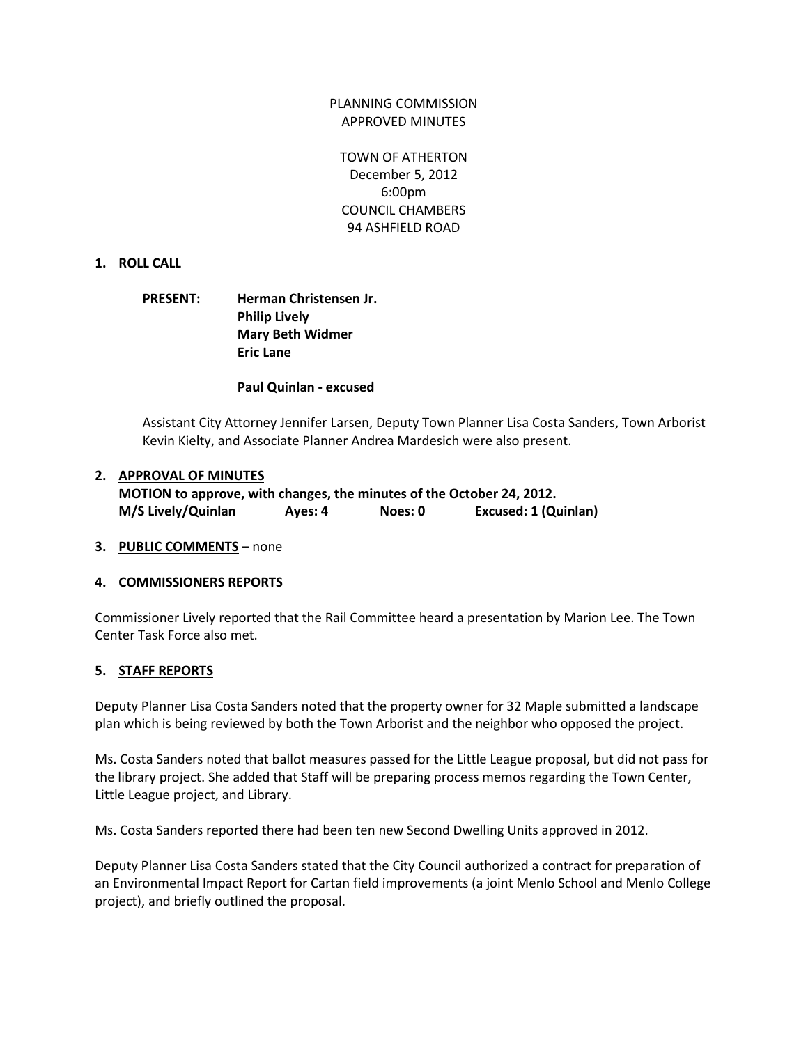PLANNING COMMISSION
APPROVED MINUTES

TOWN OF ATHERTON
December 5, 2012
6:00pm
COUNCIL CHAMBERS
94 ASHFIELD ROAD

**1. ROLL CALL**

**PRESENT:** **Herman Christensen Jr.**
**Philip Lively**
**Mary Beth Widmer**
**Eric Lane**

**Paul Quinlan - excused**

Assistant City Attorney Jennifer Larsen, Deputy Town Planner Lisa Costa Sanders, Town Arborist Kevin Kielty, and Associate Planner Andrea Mardesich were also present.

**2. APPROVAL OF MINUTES**
**MOTION to approve, with changes, the minutes of the October 24, 2012.**
**M/S Lively/Quinlan Ayes: 4 Noes: 0 Excused: 1 (Quinlan)**

**3. PUBLIC COMMENTS** – none

**4. COMMISSIONERS REPORTS**

Commissioner Lively reported that the Rail Committee heard a presentation by Marion Lee. The Town Center Task Force also met.

**5. STAFF REPORTS**

Deputy Planner Lisa Costa Sanders noted that the property owner for 32 Maple submitted a landscape plan which is being reviewed by both the Town Arborist and the neighbor who opposed the project.

Ms. Costa Sanders noted that ballot measures passed for the Little League proposal, but did not pass for the library project. She added that Staff will be preparing process memos regarding the Town Center, Little League project, and Library.

Ms. Costa Sanders reported there had been ten new Second Dwelling Units approved in 2012.

Deputy Planner Lisa Costa Sanders stated that the City Council authorized a contract for preparation of an Environmental Impact Report for Cartan field improvements (a joint Menlo School and Menlo College project), and briefly outlined the proposal.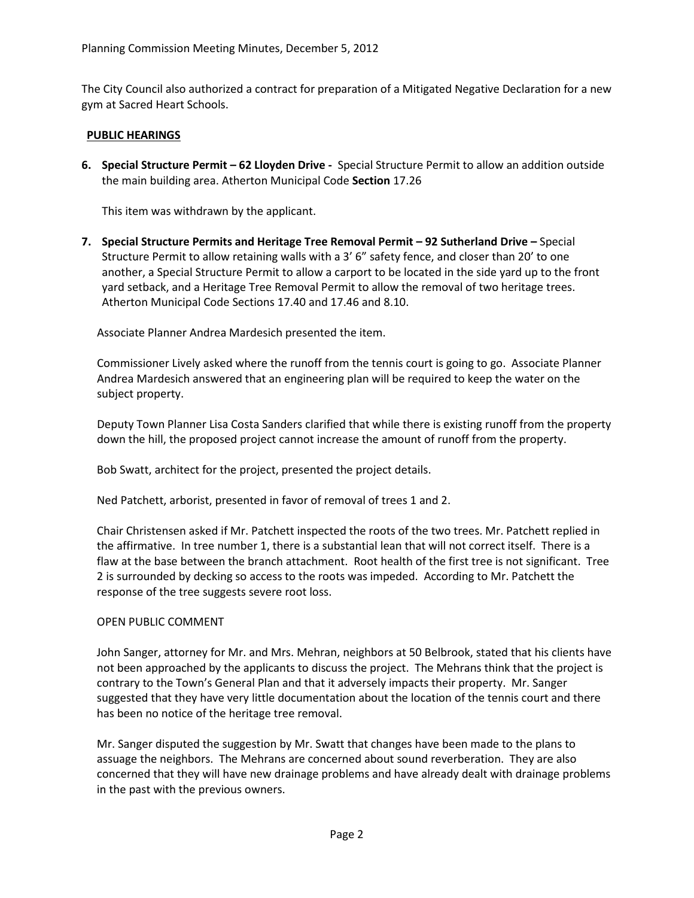The City Council also authorized a contract for preparation of a Mitigated Negative Declaration for a new gym at Sacred Heart Schools.

**PUBLIC HEARINGS**

**6. Special Structure Permit – 62 Lloyden Drive -** Special Structure Permit to allow an addition outside the main building area. Atherton Municipal Code **Section** 17.26

This item was withdrawn by the applicant.

**7. Special Structure Permits and Heritage Tree Removal Permit – 92 Sutherland Drive –** Special Structure Permit to allow retaining walls with a 3' 6" safety fence, and closer than 20' to one another, a Special Structure Permit to allow a carport to be located in the side yard up to the front yard setback, and a Heritage Tree Removal Permit to allow the removal of two heritage trees. Atherton Municipal Code Sections 17.40 and 17.46 and 8.10.

Associate Planner Andrea Mardesich presented the item.

Commissioner Lively asked where the runoff from the tennis court is going to go. Associate Planner Andrea Mardesich answered that an engineering plan will be required to keep the water on the subject property.

Deputy Town Planner Lisa Costa Sanders clarified that while there is existing runoff from the property down the hill, the proposed project cannot increase the amount of runoff from the property.

Bob Swatt, architect for the project, presented the project details.

Ned Patchett, arborist, presented in favor of removal of trees 1 and 2.

Chair Christensen asked if Mr. Patchett inspected the roots of the two trees. Mr. Patchett replied in the affirmative. In tree number 1, there is a substantial lean that will not correct itself. There is a flaw at the base between the branch attachment. Root health of the first tree is not significant. Tree 2 is surrounded by decking so access to the roots was impeded. According to Mr. Patchett the response of the tree suggests severe root loss.

OPEN PUBLIC COMMENT

John Sanger, attorney for Mr. and Mrs. Mehran, neighbors at 50 Belbrook, stated that his clients have not been approached by the applicants to discuss the project. The Mehrans think that the project is contrary to the Town's General Plan and that it adversely impacts their property. Mr. Sanger suggested that they have very little documentation about the location of the tennis court and there has been no notice of the heritage tree removal.

Mr. Sanger disputed the suggestion by Mr. Swatt that changes have been made to the plans to assuage the neighbors. The Mehrans are concerned about sound reverberation. They are also concerned that they will have new drainage problems and have already dealt with drainage problems in the past with the previous owners.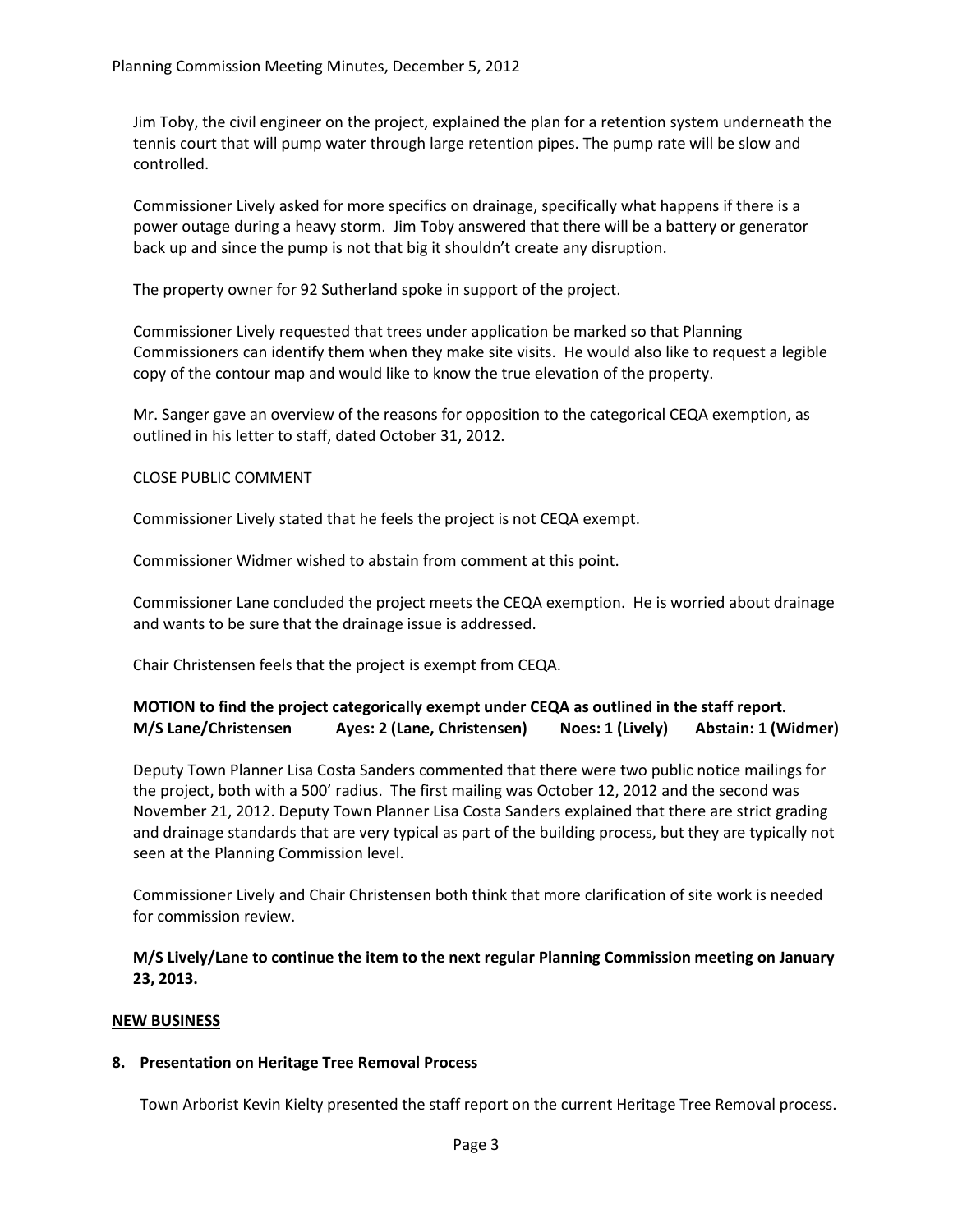Jim Toby, the civil engineer on the project, explained the plan for a retention system underneath the tennis court that will pump water through large retention pipes. The pump rate will be slow and controlled.

Commissioner Lively asked for more specifics on drainage, specifically what happens if there is a power outage during a heavy storm. Jim Toby answered that there will be a battery or generator back up and since the pump is not that big it shouldn't create any disruption.

The property owner for 92 Sutherland spoke in support of the project.

Commissioner Lively requested that trees under application be marked so that Planning Commissioners can identify them when they make site visits. He would also like to request a legible copy of the contour map and would like to know the true elevation of the property.

Mr. Sanger gave an overview of the reasons for opposition to the categorical CEQA exemption, as outlined in his letter to staff, dated October 31, 2012.

CLOSE PUBLIC COMMENT

Commissioner Lively stated that he feels the project is not CEQA exempt.

Commissioner Widmer wished to abstain from comment at this point.

Commissioner Lane concluded the project meets the CEQA exemption. He is worried about drainage and wants to be sure that the drainage issue is addressed.

Chair Christensen feels that the project is exempt from CEQA.

**MOTION to find the project categorically exempt under CEQA as outlined in the staff report.**
**M/S Lane/Christensen Ayes: 2 (Lane, Christensen) Noes: 1 (Lively) Abstain: 1 (Widmer)**

Deputy Town Planner Lisa Costa Sanders commented that there were two public notice mailings for the project, both with a 500' radius. The first mailing was October 12, 2012 and the second was November 21, 2012. Deputy Town Planner Lisa Costa Sanders explained that there are strict grading and drainage standards that are very typical as part of the building process, but they are typically not seen at the Planning Commission level.

Commissioner Lively and Chair Christensen both think that more clarification of site work is needed for commission review.

**M/S Lively/Lane to continue the item to the next regular Planning Commission meeting on January 23, 2013.**

## NEW BUSINESS

**8. Presentation on Heritage Tree Removal Process**

Town Arborist Kevin Kielty presented the staff report on the current Heritage Tree Removal process.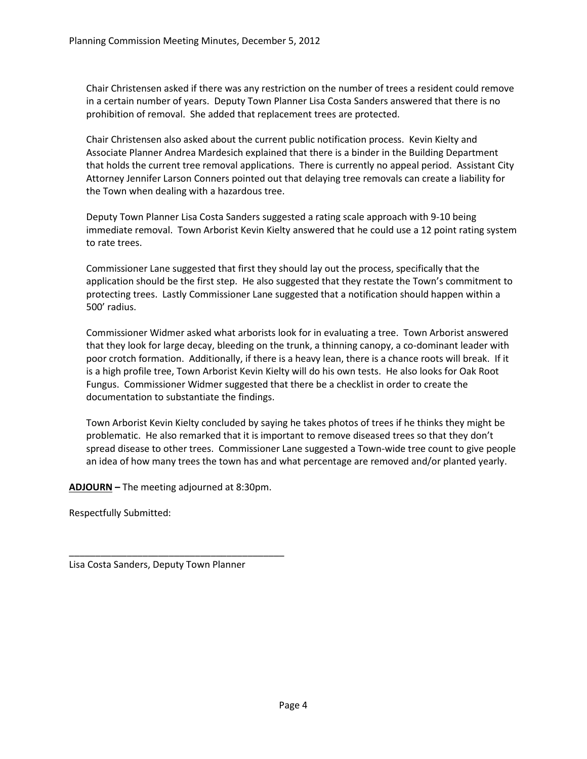Chair Christensen asked if there was any restriction on the number of trees a resident could remove in a certain number of years. Deputy Town Planner Lisa Costa Sanders answered that there is no prohibition of removal. She added that replacement trees are protected.

Chair Christensen also asked about the current public notification process. Kevin Kielty and Associate Planner Andrea Mardesich explained that there is a binder in the Building Department that holds the current tree removal applications. There is currently no appeal period. Assistant City Attorney Jennifer Larson Conners pointed out that delaying tree removals can create a liability for the Town when dealing with a hazardous tree.

Deputy Town Planner Lisa Costa Sanders suggested a rating scale approach with 9-10 being immediate removal. Town Arborist Kevin Kielty answered that he could use a 12 point rating system to rate trees.

Commissioner Lane suggested that first they should lay out the process, specifically that the application should be the first step. He also suggested that they restate the Town's commitment to protecting trees. Lastly Commissioner Lane suggested that a notification should happen within a 500' radius.

Commissioner Widmer asked what arborists look for in evaluating a tree. Town Arborist answered that they look for large decay, bleeding on the trunk, a thinning canopy, a co-dominant leader with poor crotch formation. Additionally, if there is a heavy lean, there is a chance roots will break. If it is a high profile tree, Town Arborist Kevin Kielty will do his own tests. He also looks for Oak Root Fungus. Commissioner Widmer suggested that there be a checklist in order to create the documentation to substantiate the findings.

Town Arborist Kevin Kielty concluded by saying he takes photos of trees if he thinks they might be problematic. He also remarked that it is important to remove diseased trees so that they don't spread disease to other trees. Commissioner Lane suggested a Town-wide tree count to give people an idea of how many trees the town has and what percentage are removed and/or planted yearly.

**ADJOURN –** The meeting adjourned at 8:30pm.

Respectfully Submitted:

\_\_\_\_\_\_\_\_\_\_\_\_\_\_\_\_\_\_\_\_\_\_\_\_\_\_\_\_\_\_\_\_\_\_\_\_\_\_\_\_\_\_

Lisa Costa Sanders, Deputy Town Planner